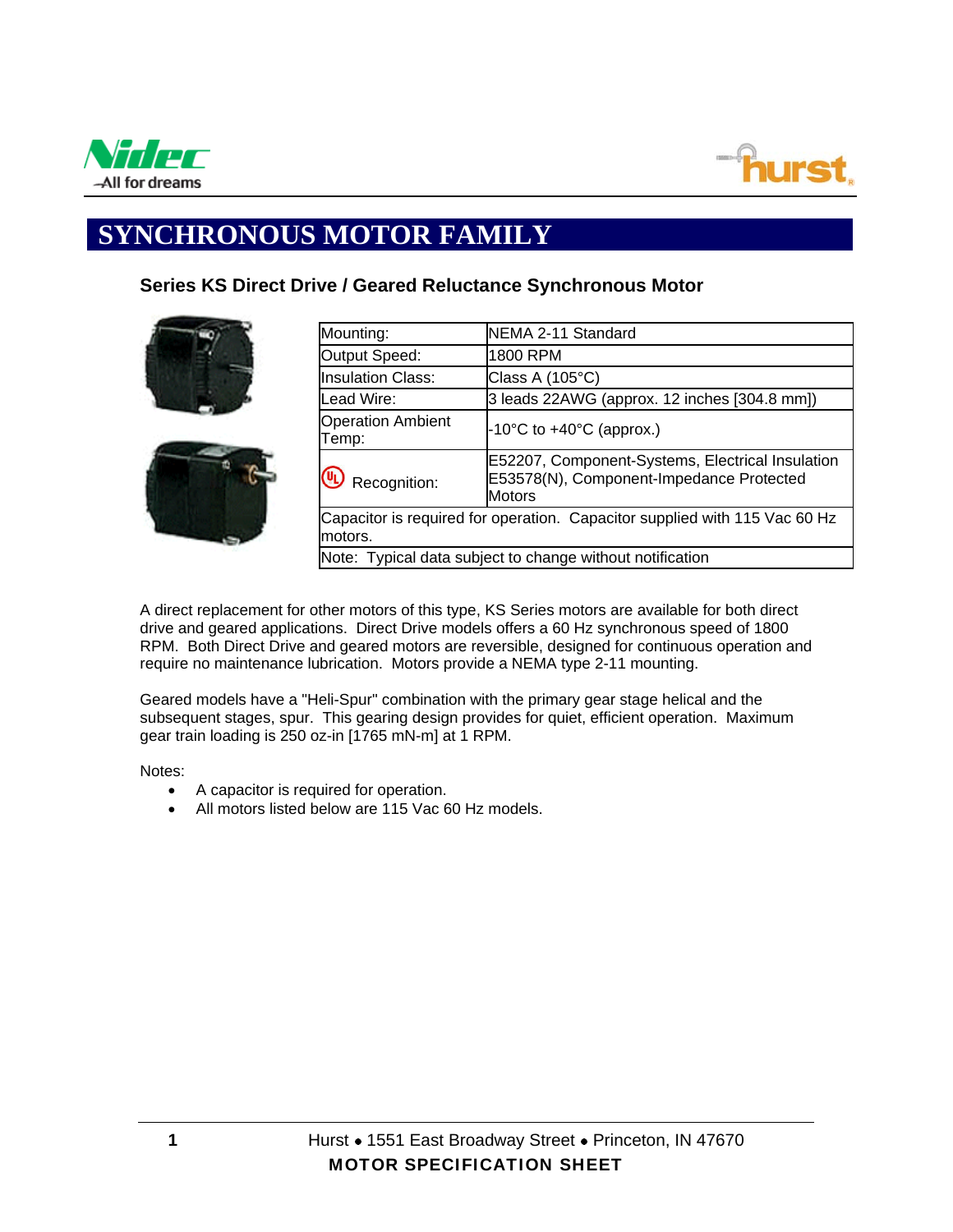# SYNCHRONOUS MOTOR FAMILY

## Series KS Direct Drive / Geared Reluctance Synchronous Motor

| Mounting: | NEMA 2-11 Standard |
|---|---|
| Output Speed: | 1800 RPM |
| Insulation Class: | Class A (105°C) |
| Lead Wire: | 3 leads 22AWG (approx. 12 inches [304.8 mm]) |
| Operation Ambient Temp: | -10°C to +40°C (approx.) |
| UL Recognition: | E52207, Component-Systems, Electrical Insulation E53578(N), Component-Impedance Protected Motors |
| Capacitor is required for operation. Capacitor supplied with 115 Vac 60 Hz motors. | |
| Note: Typical data subject to change without notification | |

A direct replacement for other motors of this type, KS Series motors are available for both direct drive and geared applications. Direct Drive models offers a 60 Hz synchronous speed of 1800 RPM. Both Direct Drive and geared motors are reversible, designed for continuous operation and require no maintenance lubrication. Motors provide a NEMA type 2-11 mounting.

Geared models have a "Heli-Spur" combination with the primary gear stage helical and the subsequent stages, spur. This gearing design provides for quiet, efficient operation. Maximum gear train loading is 250 oz-in [1765 mN-m] at 1 RPM.

Notes:

- A capacitor is required for operation.
- All motors listed below are 115 Vac 60 Hz models.

Hurst • 1551 East Broadway Street • Princeton, IN 47670

**MOTOR SPECIFICATION SHEET**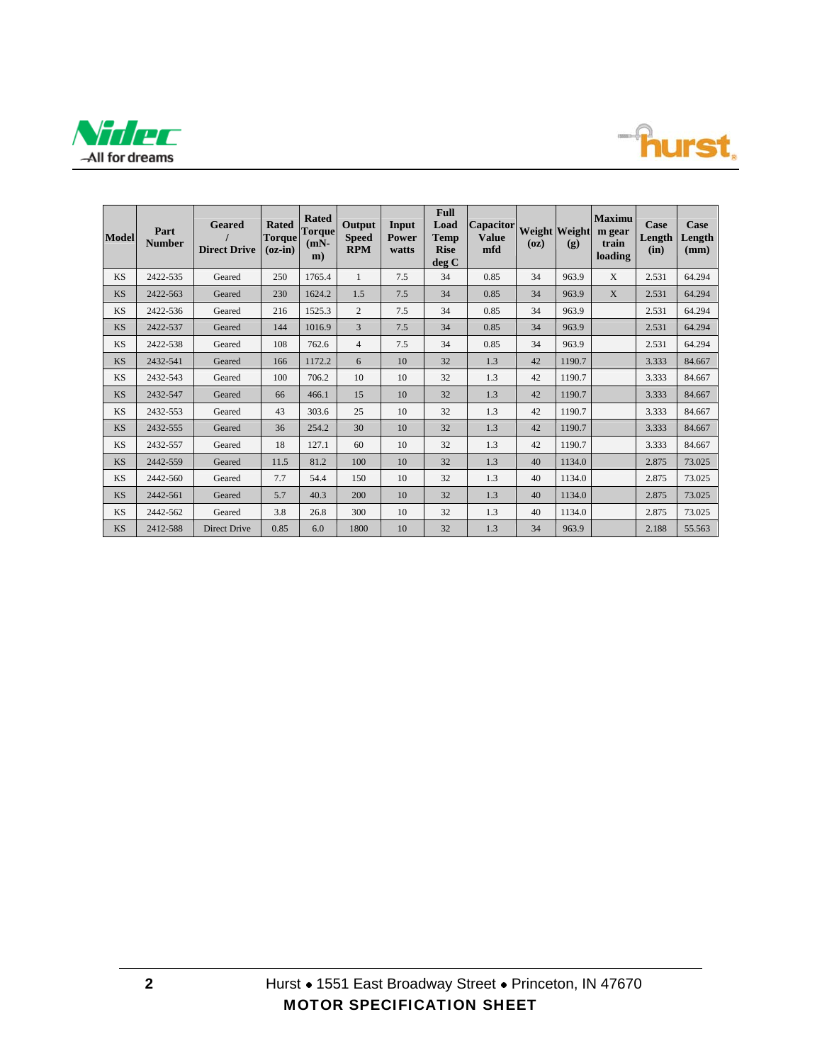| Model | Part Number | Geared / Direct Drive | Rated Torque (oz-in) | Rated Torque (mN-m) | Output Speed RPM | Input Power watts | Full Load Temp Rise deg C | Capacitor Value mfd | Weight (oz) | Weight (g) | Maximum gear train loading | Case Length (in) | Case Length (mm) |
|---|---|---|---|---|---|---|---|---|---|---|---|---|---|
| KS | 2422-535 | Geared | 250 | 1765.4 | 1 | 7.5 | 34 | 0.85 | 34 | 963.9 | X | 2.531 | 64.294 |
| KS | 2422-563 | Geared | 230 | 1624.2 | 1.5 | 7.5 | 34 | 0.85 | 34 | 963.9 | X | 2.531 | 64.294 |
| KS | 2422-536 | Geared | 216 | 1525.3 | 2 | 7.5 | 34 | 0.85 | 34 | 963.9 | | 2.531 | 64.294 |
| KS | 2422-537 | Geared | 144 | 1016.9 | 3 | 7.5 | 34 | 0.85 | 34 | 963.9 | | 2.531 | 64.294 |
| KS | 2422-538 | Geared | 108 | 762.6 | 4 | 7.5 | 34 | 0.85 | 34 | 963.9 | | 2.531 | 64.294 |
| KS | 2432-541 | Geared | 166 | 1172.2 | 6 | 10 | 32 | 1.3 | 42 | 1190.7 | | 3.333 | 84.667 |
| KS | 2432-543 | Geared | 100 | 706.2 | 10 | 10 | 32 | 1.3 | 42 | 1190.7 | | 3.333 | 84.667 |
| KS | 2432-547 | Geared | 66 | 466.1 | 15 | 10 | 32 | 1.3 | 42 | 1190.7 | | 3.333 | 84.667 |
| KS | 2432-553 | Geared | 43 | 303.6 | 25 | 10 | 32 | 1.3 | 42 | 1190.7 | | 3.333 | 84.667 |
| KS | 2432-555 | Geared | 36 | 254.2 | 30 | 10 | 32 | 1.3 | 42 | 1190.7 | | 3.333 | 84.667 |
| KS | 2432-557 | Geared | 18 | 127.1 | 60 | 10 | 32 | 1.3 | 42 | 1190.7 | | 3.333 | 84.667 |
| KS | 2442-559 | Geared | 11.5 | 81.2 | 100 | 10 | 32 | 1.3 | 40 | 1134.0 | | 2.875 | 73.025 |
| KS | 2442-560 | Geared | 7.7 | 54.4 | 150 | 10 | 32 | 1.3 | 40 | 1134.0 | | 2.875 | 73.025 |
| KS | 2442-561 | Geared | 5.7 | 40.3 | 200 | 10 | 32 | 1.3 | 40 | 1134.0 | | 2.875 | 73.025 |
| KS | 2442-562 | Geared | 3.8 | 26.8 | 300 | 10 | 32 | 1.3 | 40 | 1134.0 | | 2.875 | 73.025 |
| KS | 2412-588 | Direct Drive | 0.85 | 6.0 | 1800 | 10 | 32 | 1.3 | 34 | 963.9 | | 2.188 | 55.563 |

Hurst • 1551 East Broadway Street • Princeton, IN 47670

**MOTOR SPECIFICATION SHEET**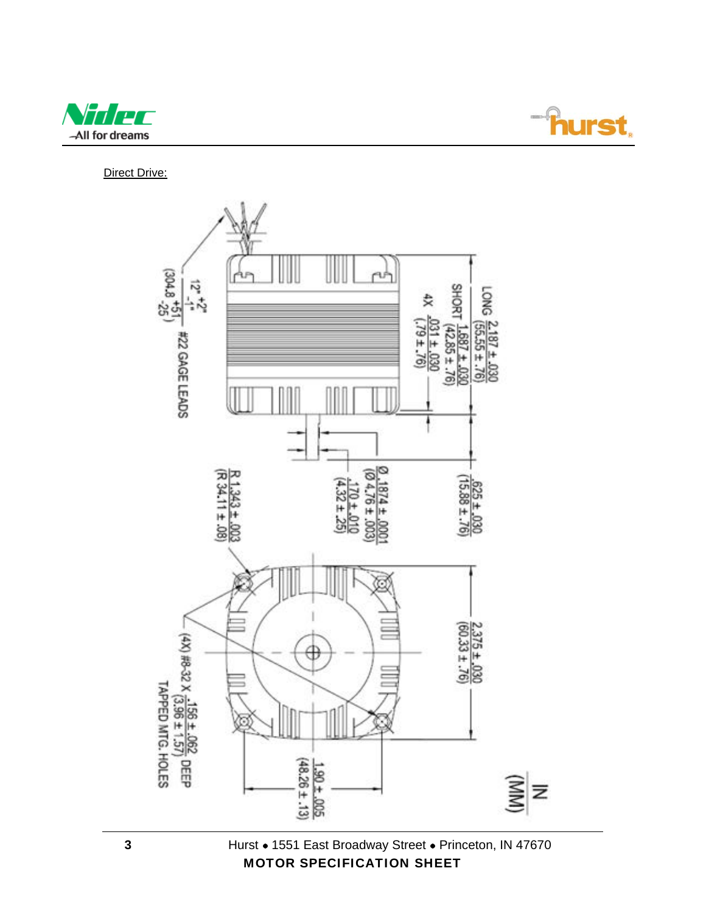Direct Drive:

LONG 2.187 ± .030 (55.55 ± .76)

SHORT 1.687 ± .030 (42.85 ± .76)

4X .031 ± .030 (.79 ± .76)

12" +2" -1" (304.8 +51 -25)

#22 GAGE LEADS

.625 ± .030 (15.88 ± .76)

Ø .1874 ± .0001 (Ø 4.76 ± .003)

.170 ± .010 (4.32 ± .25)

R 1.343 ± .003 (R 34.11 ± .08)

2.375 ± .030 (60.33 ± .76)

(4X) #8-32 X .156 ± .062 (3.96 ± 1.57) DEEP TAPPED MTG. HOLES

1.90 ± .005 (48.26 ± .13)

IN (MM)

Hurst • 1551 East Broadway Street • Princeton, IN 47670

**MOTOR SPECIFICATION SHEET**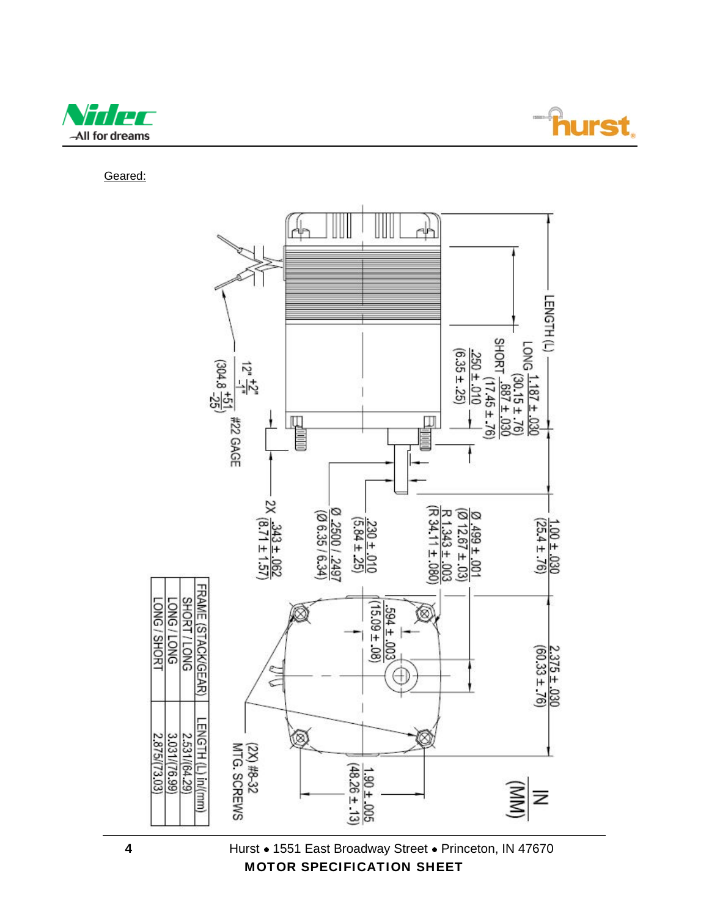Geared:

LENGTH (L)

LONG 1.187 ± .030 (30.15 ± .76)

SHORT .687 ± .030 (17.45 ± .76)

.250 ± .010 (6.35 ± .25)

12" +2" -1" (304.8 +51 -25)

#22 GAGE

1.00 ± .030 (25.4 ± .76)

Ø .499 ± .001 (Ø 12.67 ± .03)

R 1.343 ± .003 (R 34.11 ± .080)

.230 ± .010 (5.84 ± .25)

Ø .2500 / .2497 (Ø 6.35 / 6.34)

2X .343 ± .062 (8.71 ± 1.57)

.594 ± .003 (15.09 ± .08)

2.375 ± .030 (60.33 ± .76)

1.90 ± .005 (48.26 ± .13)

(2X) #8-32 MTG. SCREWS

IN (MM)

| FRAME (STACK/GEAR) | LENGTH (L) in/(mm) |
|---|---|
| SHORT / LONG | 2.531/(64.29) |
| LONG / LONG | 3.031/(76.99) |
| LONG / SHORT | 2.875/(73.03) |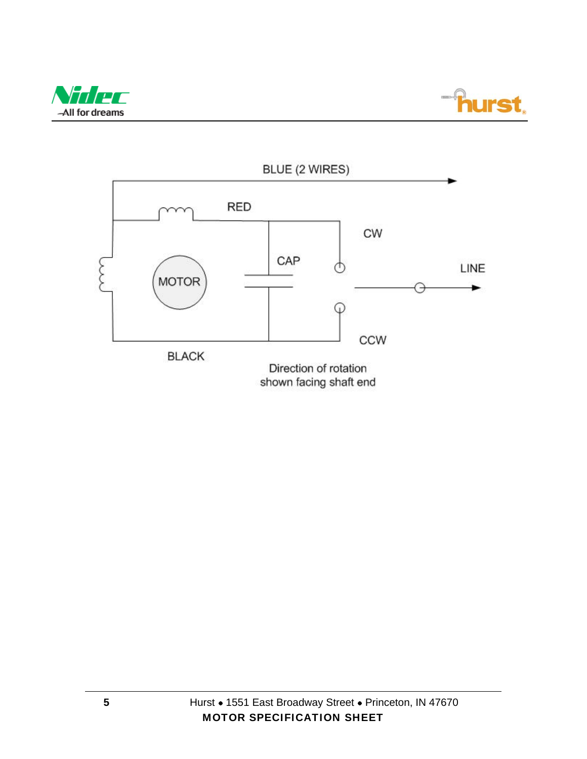BLUE (2 WIRES)

RED

CW

CAP

LINE

MOTOR

CCW

BLACK

Direction of rotation
shown facing shaft end